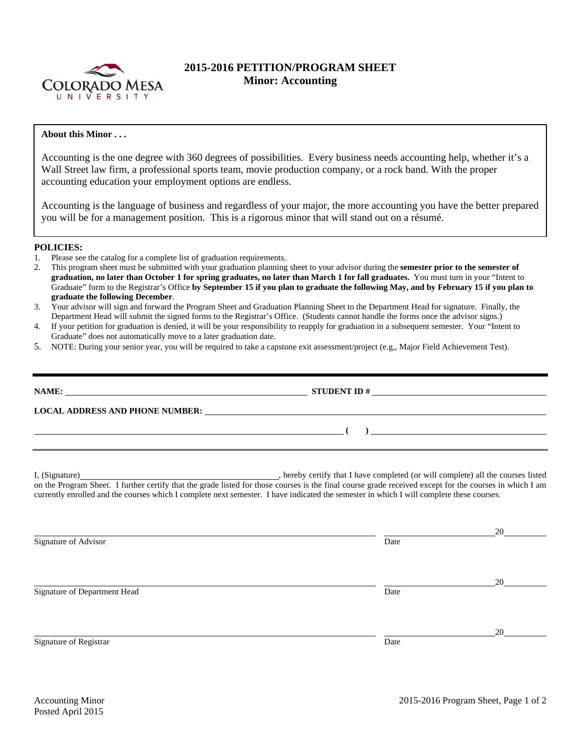# 2015-2016 PETITION/PROGRAM SHEET
## Minor: Accounting

**About this Minor . . .**

Accounting is the one degree with 360 degrees of possibilities. Every business needs accounting help, whether it's a Wall Street law firm, a professional sports team, movie production company, or a rock band. With the proper accounting education your employment options are endless.

Accounting is the language of business and regardless of your major, the more accounting you have the better prepared you will be for a management position. This is a rigorous minor that will stand out on a résumé.

**POLICIES:**

1. Please see the catalog for a complete list of graduation requirements.
2. This program sheet must be submitted with your graduation planning sheet to your advisor during the **semester prior to the semester of graduation, no later than October 1 for spring graduates, no later than March 1 for fall graduates.** You must turn in your "Intent to Graduate" form to the Registrar's Office **by September 15 if you plan to graduate the following May, and by February 15 if you plan to graduate the following December**.
3. Your advisor will sign and forward the Program Sheet and Graduation Planning Sheet to the Department Head for signature. Finally, the Department Head will submit the signed forms to the Registrar's Office. (Students cannot handle the forms once the advisor signs.)
4. If your petition for graduation is denied, it will be your responsibility to reapply for graduation in a subsequent semester. Your "Intent to Graduate" does not automatically move to a later graduation date.
5. NOTE: During your senior year, you will be required to take a capstone exit assessment/project (e.g,, Major Field Achievement Test).

---

**NAME:** ______________________________ **STUDENT ID #** ______________________________

**LOCAL ADDRESS AND PHONE NUMBER:** ______________________________

______________________________ **(   )** ______________________________

---

I, (Signature)______________________________, hereby certify that I have completed (or will complete) all the courses listed on the Program Sheet. I further certify that the grade listed for those courses is the final course grade received except for the courses in which I am currently enrolled and the courses which I complete next semester. I have indicated the semester in which I will complete these courses.

______________________________ ______________20______
Signature of Advisor Date

______________________________ ______________20______
Signature of Department Head Date

______________________________ ______________20______
Signature of Registrar Date

Accounting Minor
Posted April 2015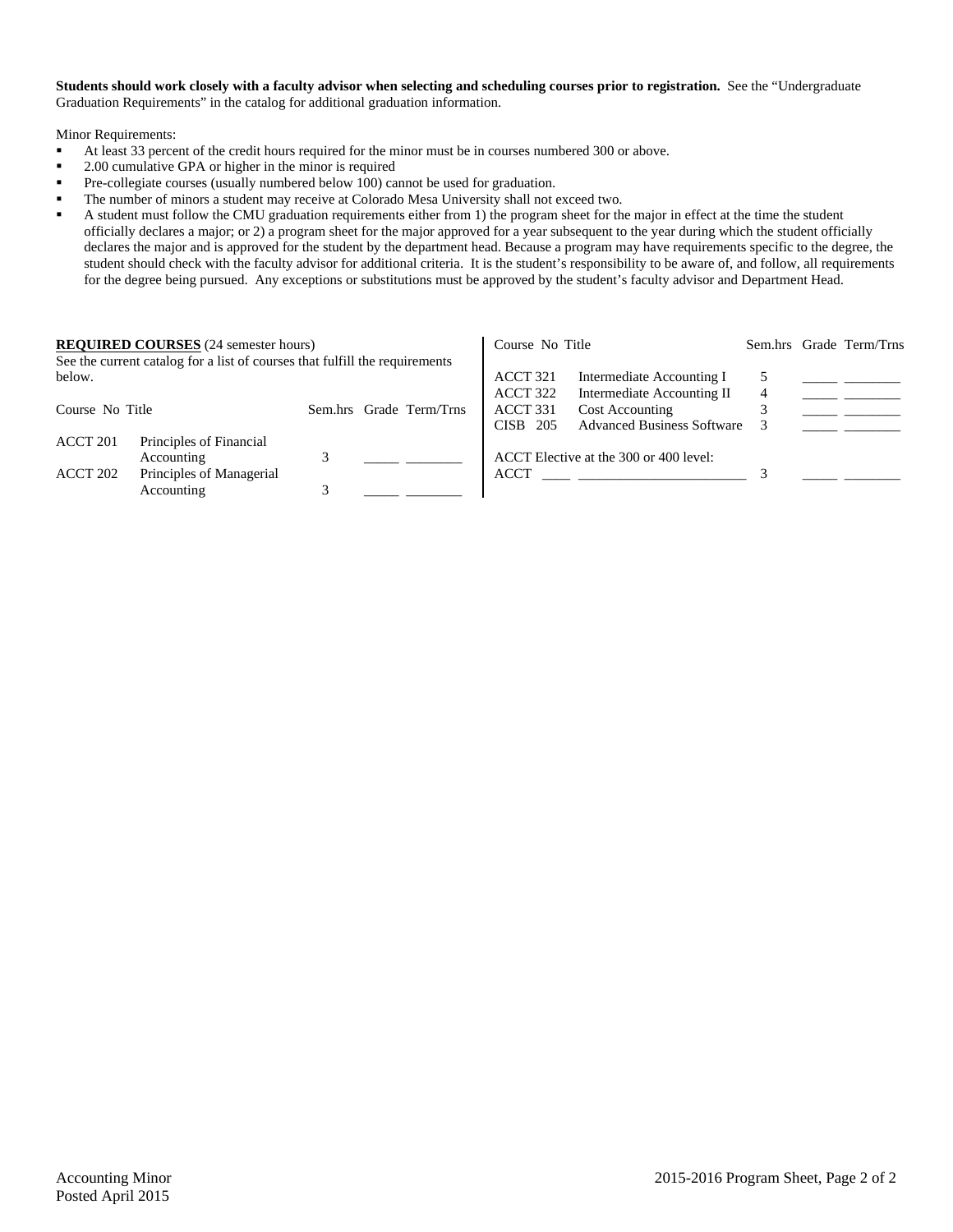**Students should work closely with a faculty advisor when selecting and scheduling courses prior to registration.** See the "Undergraduate Graduation Requirements" in the catalog for additional graduation information.

Minor Requirements:

- At least 33 percent of the credit hours required for the minor must be in courses numbered 300 or above.
- 2.00 cumulative GPA or higher in the minor is required
- Pre-collegiate courses (usually numbered below 100) cannot be used for graduation.
- The number of minors a student may receive at Colorado Mesa University shall not exceed two.
- A student must follow the CMU graduation requirements either from 1) the program sheet for the major in effect at the time the student officially declares a major; or 2) a program sheet for the major approved for a year subsequent to the year during which the student officially declares the major and is approved for the student by the department head. Because a program may have requirements specific to the degree, the student should check with the faculty advisor for additional criteria. It is the student's responsibility to be aware of, and follow, all requirements for the degree being pursued. Any exceptions or substitutions must be approved by the student's faculty advisor and Department Head.

**REQUIRED COURSES** (24 semester hours)
See the current catalog for a list of courses that fulfill the requirements below.

| Course No | Title | Sem.hrs | Grade | Term/Trns |
|---|---|---|---|---|
| ACCT 201 | Principles of Financial Accounting | 3 | _____ | ________ |
| ACCT 202 | Principles of Managerial Accounting | 3 | _____ | ________ |
| ACCT 321 | Intermediate Accounting I | 5 | _____ | ________ |
| ACCT 322 | Intermediate Accounting II | 4 | _____ | ________ |
| ACCT 331 | Cost Accounting | 3 | _____ | ________ |
| CISB 205 | Advanced Business Software | 3 | _____ | ________ |

ACCT Elective at the 300 or 400 level:

| Course No | Title | Sem.hrs | Grade | Term/Trns |
|---|---|---|---|---|
| ACCT ____ | ________________________ | 3 | _____ | ________ |

Accounting Minor
Posted April 2015